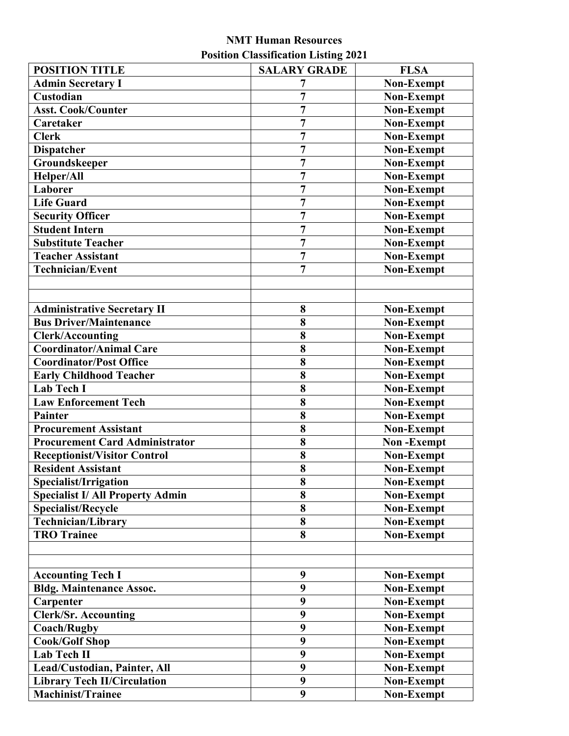**NMT Human Resources**
**Position Classification Listing 2021**

| POSITION TITLE | SALARY GRADE | FLSA |
|---|---|---|
| Admin Secretary I | 7 | Non-Exempt |
| Custodian | 7 | Non-Exempt |
| Asst. Cook/Counter | 7 | Non-Exempt |
| Caretaker | 7 | Non-Exempt |
| Clerk | 7 | Non-Exempt |
| Dispatcher | 7 | Non-Exempt |
| Groundskeeper | 7 | Non-Exempt |
| Helper/All | 7 | Non-Exempt |
| Laborer | 7 | Non-Exempt |
| Life Guard | 7 | Non-Exempt |
| Security Officer | 7 | Non-Exempt |
| Student Intern | 7 | Non-Exempt |
| Substitute Teacher | 7 | Non-Exempt |
| Teacher Assistant | 7 | Non-Exempt |
| Technician/Event | 7 | Non-Exempt |
| | | |
| | | |
| Administrative Secretary II | 8 | Non-Exempt |
| Bus Driver/Maintenance | 8 | Non-Exempt |
| Clerk/Accounting | 8 | Non-Exempt |
| Coordinator/Animal Care | 8 | Non-Exempt |
| Coordinator/Post Office | 8 | Non-Exempt |
| Early Childhood Teacher | 8 | Non-Exempt |
| Lab Tech I | 8 | Non-Exempt |
| Law Enforcement Tech | 8 | Non-Exempt |
| Painter | 8 | Non-Exempt |
| Procurement Assistant | 8 | Non-Exempt |
| Procurement Card Administrator | 8 | Non -Exempt |
| Receptionist/Visitor Control | 8 | Non-Exempt |
| Resident Assistant | 8 | Non-Exempt |
| Specialist/Irrigation | 8 | Non-Exempt |
| Specialist I/ All Property Admin | 8 | Non-Exempt |
| Specialist/Recycle | 8 | Non-Exempt |
| Technician/Library | 8 | Non-Exempt |
| TRO Trainee | 8 | Non-Exempt |
| | | |
| | | |
| Accounting Tech I | 9 | Non-Exempt |
| Bldg. Maintenance Assoc. | 9 | Non-Exempt |
| Carpenter | 9 | Non-Exempt |
| Clerk/Sr. Accounting | 9 | Non-Exempt |
| Coach/Rugby | 9 | Non-Exempt |
| Cook/Golf Shop | 9 | Non-Exempt |
| Lab Tech II | 9 | Non-Exempt |
| Lead/Custodian, Painter, All | 9 | Non-Exempt |
| Library Tech II/Circulation | 9 | Non-Exempt |
| Machinist/Trainee | 9 | Non-Exempt |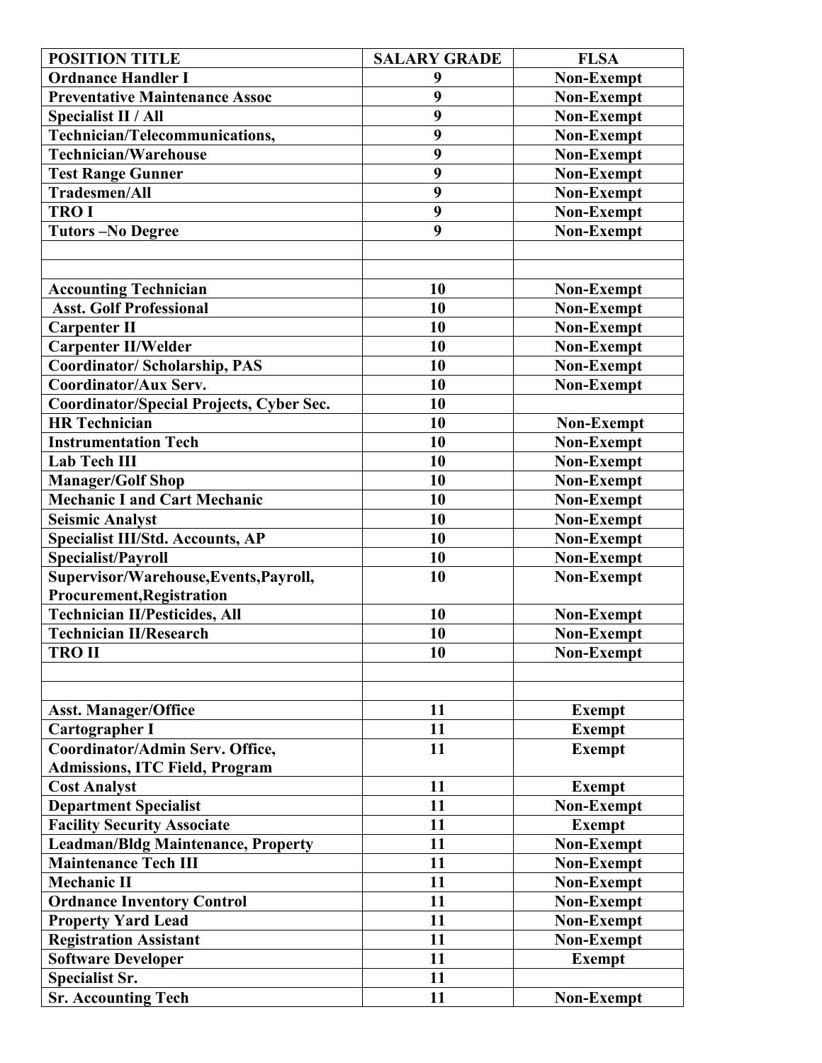| POSITION TITLE | SALARY GRADE | FLSA |
|---|---|---|
| Ordnance Handler I | 9 | Non-Exempt |
| Preventative Maintenance Assoc | 9 | Non-Exempt |
| Specialist II / All | 9 | Non-Exempt |
| Technician/Telecommunications, | 9 | Non-Exempt |
| Technician/Warehouse | 9 | Non-Exempt |
| Test Range Gunner | 9 | Non-Exempt |
| Tradesmen/All | 9 | Non-Exempt |
| TRO I | 9 | Non-Exempt |
| Tutors –No Degree | 9 | Non-Exempt |
| | | |
| | | |
| Accounting Technician | 10 | Non-Exempt |
| Asst. Golf Professional | 10 | Non-Exempt |
| Carpenter II | 10 | Non-Exempt |
| Carpenter II/Welder | 10 | Non-Exempt |
| Coordinator/ Scholarship, PAS | 10 | Non-Exempt |
| Coordinator/Aux Serv. | 10 | Non-Exempt |
| Coordinator/Special Projects, Cyber Sec. | 10 | |
| HR Technician | 10 | Non-Exempt |
| Instrumentation Tech | 10 | Non-Exempt |
| Lab Tech III | 10 | Non-Exempt |
| Manager/Golf Shop | 10 | Non-Exempt |
| Mechanic I and Cart Mechanic | 10 | Non-Exempt |
| Seismic Analyst | 10 | Non-Exempt |
| Specialist III/Std. Accounts, AP | 10 | Non-Exempt |
| Specialist/Payroll | 10 | Non-Exempt |
| Supervisor/Warehouse,Events,Payroll, Procurement,Registration | 10 | Non-Exempt |
| Technician II/Pesticides, All | 10 | Non-Exempt |
| Technician II/Research | 10 | Non-Exempt |
| TRO II | 10 | Non-Exempt |
| | | |
| | | |
| Asst. Manager/Office | 11 | Exempt |
| Cartographer I | 11 | Exempt |
| Coordinator/Admin Serv. Office, Admissions, ITC Field, Program | 11 | Exempt |
| Cost Analyst | 11 | Exempt |
| Department Specialist | 11 | Non-Exempt |
| Facility Security Associate | 11 | Exempt |
| Leadman/Bldg Maintenance, Property | 11 | Non-Exempt |
| Maintenance Tech III | 11 | Non-Exempt |
| Mechanic II | 11 | Non-Exempt |
| Ordnance Inventory Control | 11 | Non-Exempt |
| Property Yard Lead | 11 | Non-Exempt |
| Registration Assistant | 11 | Non-Exempt |
| Software Developer | 11 | Exempt |
| Specialist Sr. | 11 | |
| Sr. Accounting Tech | 11 | Non-Exempt |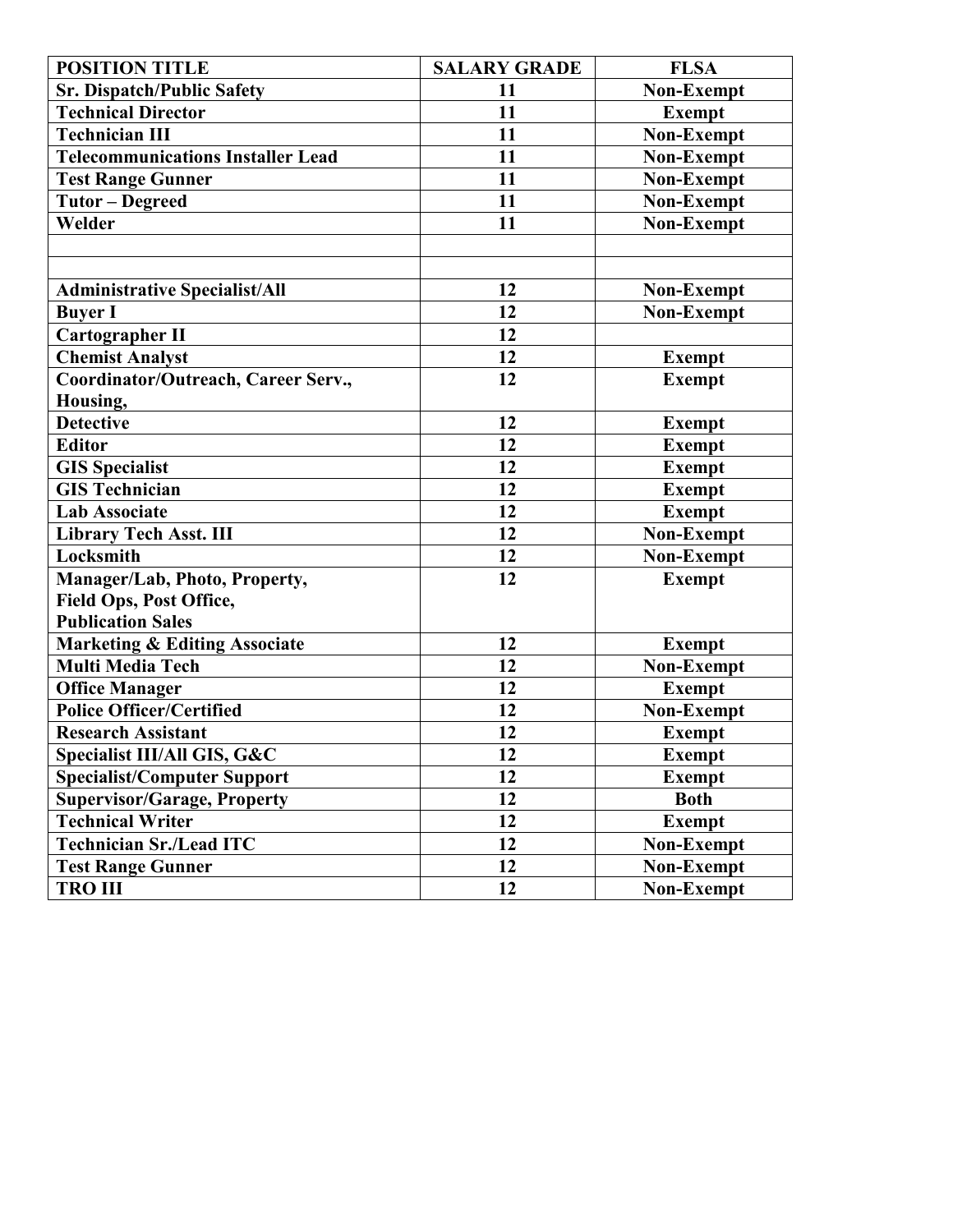| POSITION TITLE | SALARY GRADE | FLSA |
| --- | --- | --- |
| **Sr. Dispatch/Public Safety** | **11** | **Non-Exempt** |
| **Technical Director** | **11** | **Exempt** |
| **Technician III** | **11** | **Non-Exempt** |
| **Telecommunications Installer Lead** | **11** | **Non-Exempt** |
| **Test Range Gunner** | **11** | **Non-Exempt** |
| **Tutor – Degreed** | **11** | **Non-Exempt** |
| **Welder** | **11** | **Non-Exempt** |
| | | |
| | | |
| **Administrative Specialist/All** | **12** | **Non-Exempt** |
| **Buyer I** | **12** | **Non-Exempt** |
| **Cartographer II** | **12** | |
| **Chemist Analyst** | **12** | **Exempt** |
| **Coordinator/Outreach, Career Serv., Housing,** | **12** | **Exempt** |
| **Detective** | **12** | **Exempt** |
| **Editor** | **12** | **Exempt** |
| **GIS Specialist** | **12** | **Exempt** |
| **GIS Technician** | **12** | **Exempt** |
| **Lab Associate** | **12** | **Exempt** |
| **Library Tech Asst. III** | **12** | **Non-Exempt** |
| **Locksmith** | **12** | **Non-Exempt** |
| **Manager/Lab, Photo, Property, Field Ops, Post Office, Publication Sales** | **12** | **Exempt** |
| **Marketing & Editing Associate** | **12** | **Exempt** |
| **Multi Media Tech** | **12** | **Non-Exempt** |
| **Office Manager** | **12** | **Exempt** |
| **Police Officer/Certified** | **12** | **Non-Exempt** |
| **Research Assistant** | **12** | **Exempt** |
| **Specialist III/All GIS, G&C** | **12** | **Exempt** |
| **Specialist/Computer Support** | **12** | **Exempt** |
| **Supervisor/Garage, Property** | **12** | **Both** |
| **Technical Writer** | **12** | **Exempt** |
| **Technician Sr./Lead ITC** | **12** | **Non-Exempt** |
| **Test Range Gunner** | **12** | **Non-Exempt** |
| **TRO III** | **12** | **Non-Exempt** |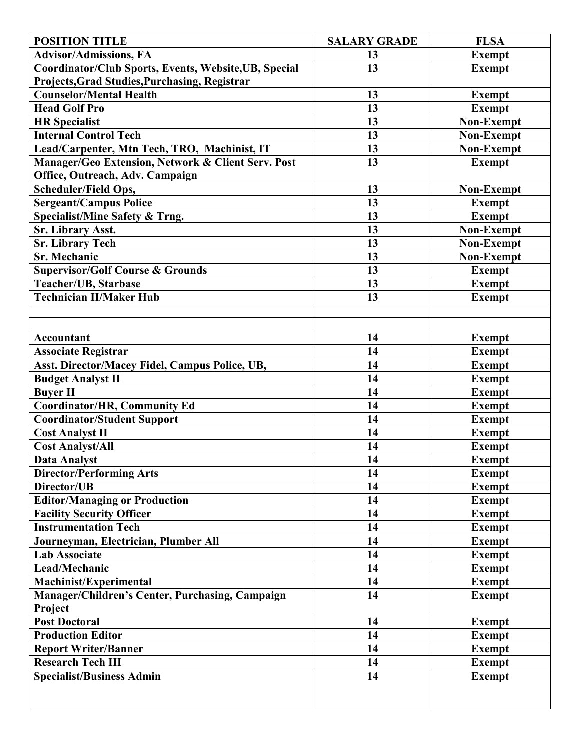| POSITION TITLE | SALARY GRADE | FLSA |
|---|---|---|
| Advisor/Admissions, FA | 13 | Exempt |
| Coordinator/Club Sports, Events, Website,UB, Special Projects,Grad Studies,Purchasing, Registrar | 13 | Exempt |
| Counselor/Mental Health | 13 | Exempt |
| Head Golf Pro | 13 | Exempt |
| HR Specialist | 13 | Non-Exempt |
| Internal Control Tech | 13 | Non-Exempt |
| Lead/Carpenter, Mtn Tech, TRO, Machinist, IT | 13 | Non-Exempt |
| Manager/Geo Extension, Network & Client Serv. Post Office, Outreach, Adv. Campaign | 13 | Exempt |
| Scheduler/Field Ops, | 13 | Non-Exempt |
| Sergeant/Campus Police | 13 | Exempt |
| Specialist/Mine Safety & Trng. | 13 | Exempt |
| Sr. Library Asst. | 13 | Non-Exempt |
| Sr. Library Tech | 13 | Non-Exempt |
| Sr. Mechanic | 13 | Non-Exempt |
| Supervisor/Golf Course & Grounds | 13 | Exempt |
| Teacher/UB, Starbase | 13 | Exempt |
| Technician II/Maker Hub | 13 | Exempt |
| | | |
| | | |
| Accountant | 14 | Exempt |
| Associate Registrar | 14 | Exempt |
| Asst. Director/Macey Fidel, Campus Police, UB, | 14 | Exempt |
| Budget Analyst II | 14 | Exempt |
| Buyer II | 14 | Exempt |
| Coordinator/HR, Community Ed | 14 | Exempt |
| Coordinator/Student Support | 14 | Exempt |
| Cost Analyst II | 14 | Exempt |
| Cost Analyst/All | 14 | Exempt |
| Data Analyst | 14 | Exempt |
| Director/Performing Arts | 14 | Exempt |
| Director/UB | 14 | Exempt |
| Editor/Managing or Production | 14 | Exempt |
| Facility Security Officer | 14 | Exempt |
| Instrumentation Tech | 14 | Exempt |
| Journeyman, Electrician, Plumber All | 14 | Exempt |
| Lab Associate | 14 | Exempt |
| Lead/Mechanic | 14 | Exempt |
| Machinist/Experimental | 14 | Exempt |
| Manager/Children's Center, Purchasing, Campaign Project | 14 | Exempt |
| Post Doctoral | 14 | Exempt |
| Production Editor | 14 | Exempt |
| Report Writer/Banner | 14 | Exempt |
| Research Tech III | 14 | Exempt |
| Specialist/Business Admin | 14 | Exempt |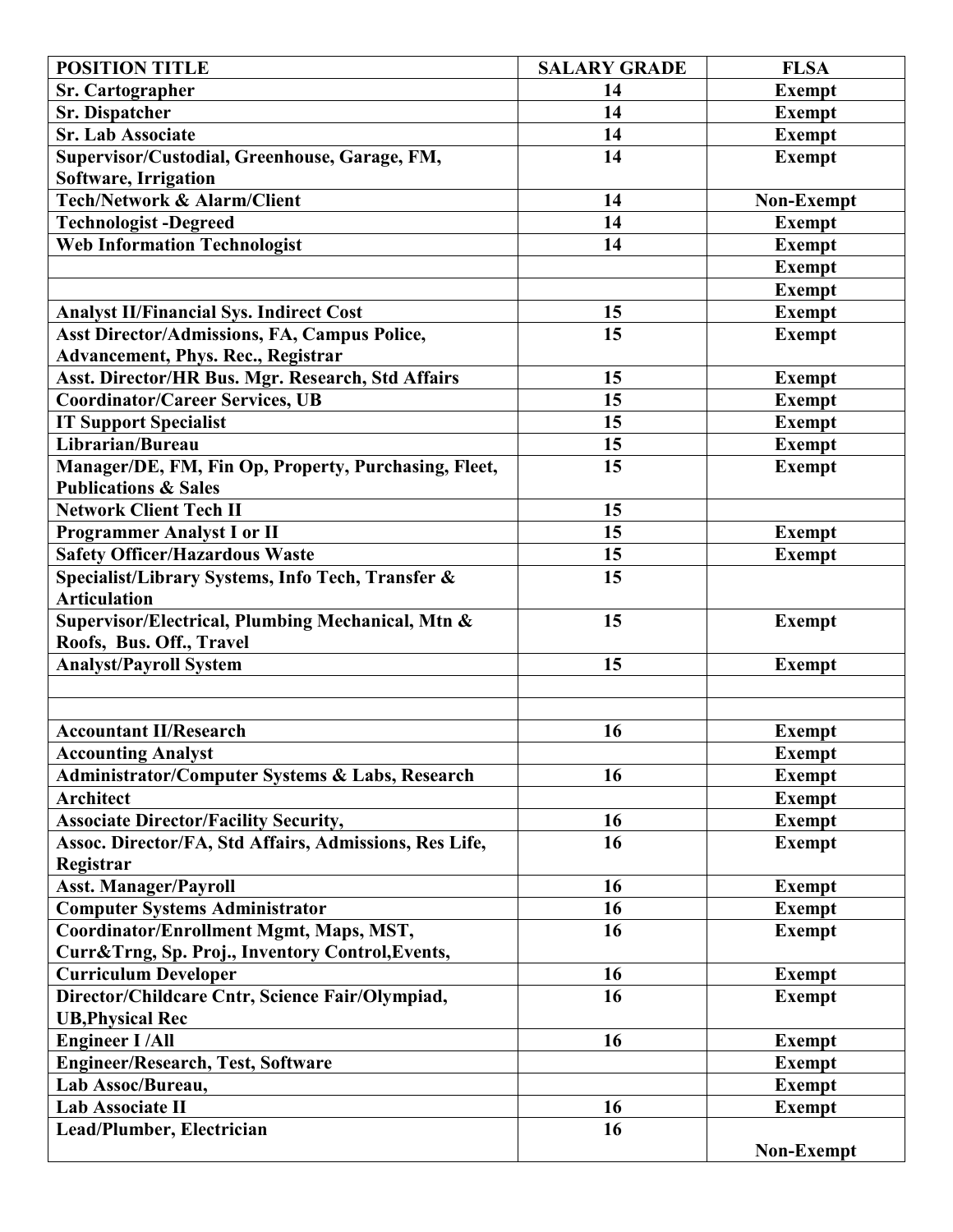| POSITION TITLE | SALARY GRADE | FLSA |
|---|---|---|
| Sr. Cartographer | 14 | Exempt |
| Sr. Dispatcher | 14 | Exempt |
| Sr. Lab Associate | 14 | Exempt |
| Supervisor/Custodial, Greenhouse, Garage, FM, Software, Irrigation | 14 | Exempt |
| Tech/Network & Alarm/Client | 14 | Non-Exempt |
| Technologist -Degreed | 14 | Exempt |
| Web Information Technologist | 14 | Exempt |
| | | Exempt |
| | | Exempt |
| Analyst II/Financial Sys. Indirect Cost | 15 | Exempt |
| Asst Director/Admissions, FA, Campus Police, Advancement, Phys. Rec., Registrar | 15 | Exempt |
| Asst. Director/HR Bus. Mgr. Research, Std Affairs | 15 | Exempt |
| Coordinator/Career Services, UB | 15 | Exempt |
| IT Support Specialist | 15 | Exempt |
| Librarian/Bureau | 15 | Exempt |
| Manager/DE, FM, Fin Op, Property, Purchasing, Fleet, Publications & Sales | 15 | Exempt |
| Network Client Tech II | 15 | |
| Programmer Analyst I or II | 15 | Exempt |
| Safety Officer/Hazardous Waste | 15 | Exempt |
| Specialist/Library Systems, Info Tech, Transfer & Articulation | 15 | |
| Supervisor/Electrical, Plumbing Mechanical, Mtn & Roofs, Bus. Off., Travel | 15 | Exempt |
| Analyst/Payroll System | 15 | Exempt |
| | | |
| | | |
| Accountant II/Research | 16 | Exempt |
| Accounting Analyst | | Exempt |
| Administrator/Computer Systems & Labs, Research | 16 | Exempt |
| Architect | | Exempt |
| Associate Director/Facility Security, | 16 | Exempt |
| Assoc. Director/FA, Std Affairs, Admissions, Res Life, Registrar | 16 | Exempt |
| Asst. Manager/Payroll | 16 | Exempt |
| Computer Systems Administrator | 16 | Exempt |
| Coordinator/Enrollment Mgmt, Maps, MST, Curr&Trng, Sp. Proj., Inventory Control,Events, | 16 | Exempt |
| Curriculum Developer | 16 | Exempt |
| Director/Childcare Cntr, Science Fair/Olympiad, UB,Physical Rec | 16 | Exempt |
| Engineer I /All | 16 | Exempt |
| Engineer/Research, Test, Software | | Exempt |
| Lab Assoc/Bureau, | | Exempt |
| Lab Associate II | 16 | Exempt |
| Lead/Plumber, Electrician | 16 | Non-Exempt |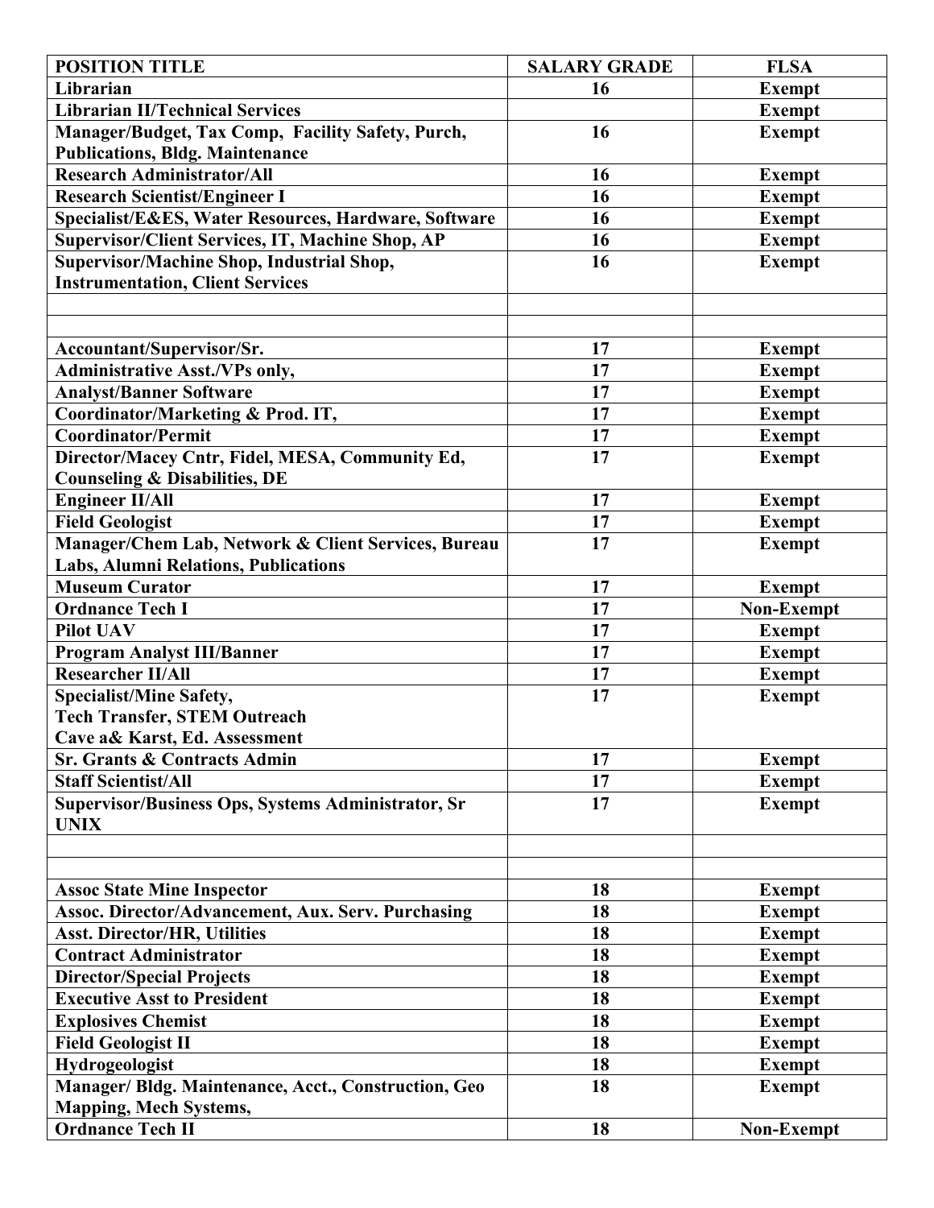| POSITION TITLE | SALARY GRADE | FLSA |
|---|---|---|
| Librarian | 16 | Exempt |
| Librarian II/Technical Services | | Exempt |
| Manager/Budget, Tax Comp, Facility Safety, Purch, Publications, Bldg. Maintenance | 16 | Exempt |
| Research Administrator/All | 16 | Exempt |
| Research Scientist/Engineer I | 16 | Exempt |
| Specialist/E&ES, Water Resources, Hardware, Software | 16 | Exempt |
| Supervisor/Client Services, IT, Machine Shop, AP | 16 | Exempt |
| Supervisor/Machine Shop, Industrial Shop, Instrumentation, Client Services | 16 | Exempt |
| | | |
| | | |
| Accountant/Supervisor/Sr. | 17 | Exempt |
| Administrative Asst./VPs only, | 17 | Exempt |
| Analyst/Banner Software | 17 | Exempt |
| Coordinator/Marketing & Prod. IT, | 17 | Exempt |
| Coordinator/Permit | 17 | Exempt |
| Director/Macey Cntr, Fidel, MESA, Community Ed, Counseling & Disabilities, DE | 17 | Exempt |
| Engineer II/All | 17 | Exempt |
| Field Geologist | 17 | Exempt |
| Manager/Chem Lab, Network & Client Services, Bureau Labs, Alumni Relations, Publications | 17 | Exempt |
| Museum Curator | 17 | Exempt |
| Ordnance Tech I | 17 | Non-Exempt |
| Pilot UAV | 17 | Exempt |
| Program Analyst III/Banner | 17 | Exempt |
| Researcher II/All | 17 | Exempt |
| Specialist/Mine Safety, Tech Transfer, STEM Outreach Cave a& Karst, Ed. Assessment | 17 | Exempt |
| Sr. Grants & Contracts Admin | 17 | Exempt |
| Staff Scientist/All | 17 | Exempt |
| Supervisor/Business Ops, Systems Administrator, Sr UNIX | 17 | Exempt |
| | | |
| | | |
| Assoc State Mine Inspector | 18 | Exempt |
| Assoc. Director/Advancement, Aux. Serv. Purchasing | 18 | Exempt |
| Asst. Director/HR, Utilities | 18 | Exempt |
| Contract Administrator | 18 | Exempt |
| Director/Special Projects | 18 | Exempt |
| Executive Asst to President | 18 | Exempt |
| Explosives Chemist | 18 | Exempt |
| Field Geologist II | 18 | Exempt |
| Hydrogeologist | 18 | Exempt |
| Manager/ Bldg. Maintenance, Acct., Construction, Geo Mapping, Mech Systems, | 18 | Exempt |
| Ordnance Tech II | 18 | Non-Exempt |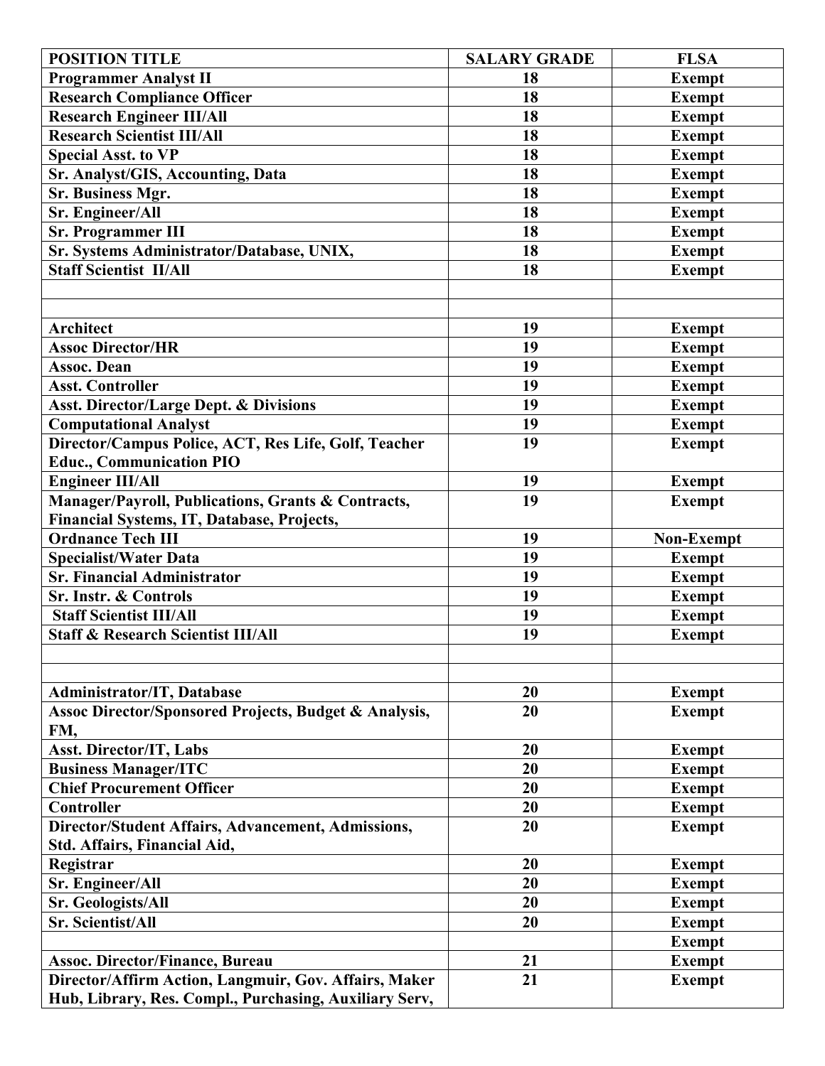| POSITION TITLE | SALARY GRADE | FLSA |
|---|---|---|
| **Programmer Analyst II** | **18** | **Exempt** |
| **Research Compliance Officer** | **18** | **Exempt** |
| **Research Engineer III/All** | **18** | **Exempt** |
| **Research Scientist III/All** | **18** | **Exempt** |
| **Special Asst. to VP** | **18** | **Exempt** |
| **Sr. Analyst/GIS, Accounting, Data** | **18** | **Exempt** |
| **Sr. Business Mgr.** | **18** | **Exempt** |
| **Sr. Engineer/All** | **18** | **Exempt** |
| **Sr. Programmer III** | **18** | **Exempt** |
| **Sr. Systems Administrator/Database, UNIX,** | **18** | **Exempt** |
| **Staff Scientist II/All** | **18** | **Exempt** |
| | | |
| | | |
| **Architect** | **19** | **Exempt** |
| **Assoc Director/HR** | **19** | **Exempt** |
| **Assoc. Dean** | **19** | **Exempt** |
| **Asst. Controller** | **19** | **Exempt** |
| **Asst. Director/Large Dept. & Divisions** | **19** | **Exempt** |
| **Computational Analyst** | **19** | **Exempt** |
| **Director/Campus Police, ACT, Res Life, Golf, Teacher Educ., Communication PIO** | **19** | **Exempt** |
| **Engineer III/All** | **19** | **Exempt** |
| **Manager/Payroll, Publications, Grants & Contracts, Financial Systems, IT, Database, Projects,** | **19** | **Exempt** |
| **Ordnance Tech III** | **19** | **Non-Exempt** |
| **Specialist/Water Data** | **19** | **Exempt** |
| **Sr. Financial Administrator** | **19** | **Exempt** |
| **Sr. Instr. & Controls** | **19** | **Exempt** |
| **Staff Scientist III/All** | **19** | **Exempt** |
| **Staff & Research Scientist III/All** | **19** | **Exempt** |
| | | |
| | | |
| **Administrator/IT, Database** | **20** | **Exempt** |
| **Assoc Director/Sponsored Projects, Budget & Analysis, FM,** | **20** | **Exempt** |
| **Asst. Director/IT, Labs** | **20** | **Exempt** |
| **Business Manager/ITC** | **20** | **Exempt** |
| **Chief Procurement Officer** | **20** | **Exempt** |
| **Controller** | **20** | **Exempt** |
| **Director/Student Affairs, Advancement, Admissions, Std. Affairs, Financial Aid,** | **20** | **Exempt** |
| **Registrar** | **20** | **Exempt** |
| **Sr. Engineer/All** | **20** | **Exempt** |
| **Sr. Geologists/All** | **20** | **Exempt** |
| **Sr. Scientist/All** | **20** | **Exempt** |
| | | **Exempt** |
| **Assoc. Director/Finance, Bureau** | **21** | **Exempt** |
| **Director/Affirm Action, Langmuir, Gov. Affairs, Maker Hub, Library, Res. Compl., Purchasing, Auxiliary Serv,** | **21** | **Exempt** |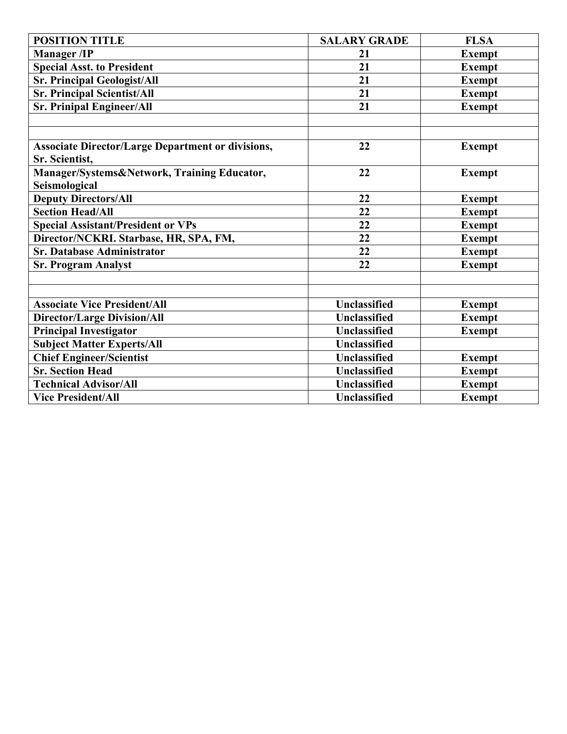| POSITION TITLE | SALARY GRADE | FLSA |
| --- | --- | --- |
| **Manager /IP** | **21** | **Exempt** |
| **Special Asst. to President** | **21** | **Exempt** |
| **Sr. Principal Geologist/All** | **21** | **Exempt** |
| **Sr. Principal Scientist/All** | **21** | **Exempt** |
| **Sr. Prinipal Engineer/All** | **21** | **Exempt** |
| | | |
| | | |
| **Associate Director/Large Department or divisions, Sr. Scientist,** | **22** | **Exempt** |
| **Manager/Systems&Network, Training Educator, Seismological** | **22** | **Exempt** |
| **Deputy Directors/All** | **22** | **Exempt** |
| **Section Head/All** | **22** | **Exempt** |
| **Special Assistant/President or VPs** | **22** | **Exempt** |
| **Director/NCKRI. Starbase, HR, SPA, FM,** | **22** | **Exempt** |
| **Sr. Database Administrator** | **22** | **Exempt** |
| **Sr. Program Analyst** | **22** | **Exempt** |
| | | |
| | | |
| **Associate Vice President/All** | **Unclassified** | **Exempt** |
| **Director/Large Division/All** | **Unclassified** | **Exempt** |
| **Principal Investigator** | **Unclassified** | **Exempt** |
| **Subject Matter Experts/All** | **Unclassified** | |
| **Chief Engineer/Scientist** | **Unclassified** | **Exempt** |
| **Sr. Section Head** | **Unclassified** | **Exempt** |
| **Technical Advisor/All** | **Unclassified** | **Exempt** |
| **Vice President/All** | **Unclassified** | **Exempt** |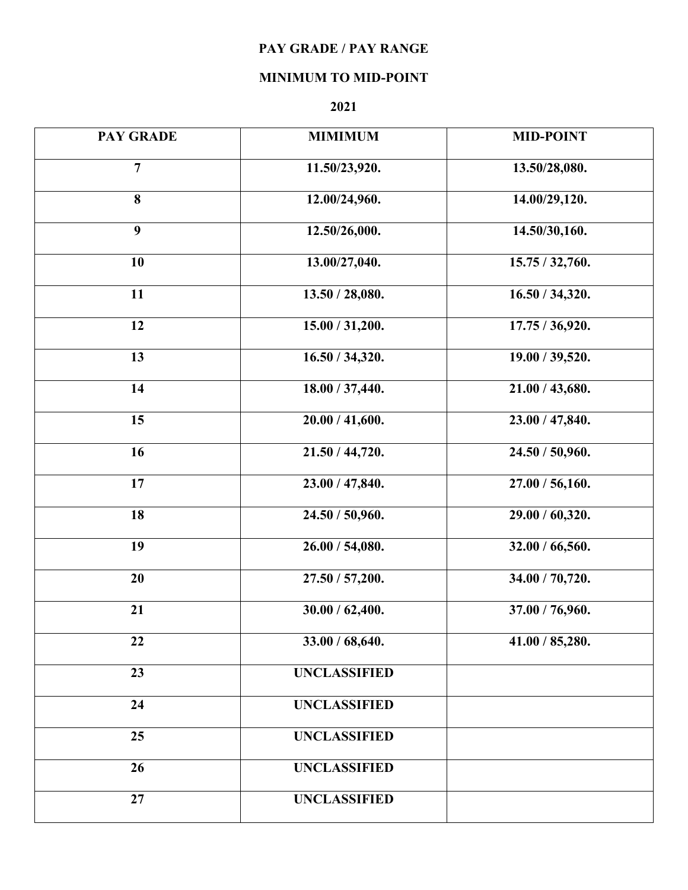**PAY GRADE / PAY RANGE**

**MINIMUM TO MID-POINT**

**2021**

| PAY GRADE | MIMIMUM | MID-POINT |
|---|---|---|
| 7 | 11.50/23,920. | 13.50/28,080. |
| 8 | 12.00/24,960. | 14.00/29,120. |
| 9 | 12.50/26,000. | 14.50/30,160. |
| 10 | 13.00/27,040. | 15.75 / 32,760. |
| 11 | 13.50 / 28,080. | 16.50 / 34,320. |
| 12 | 15.00 / 31,200. | 17.75 / 36,920. |
| 13 | 16.50 / 34,320. | 19.00 / 39,520. |
| 14 | 18.00 / 37,440. | 21.00 / 43,680. |
| 15 | 20.00 / 41,600. | 23.00 / 47,840. |
| 16 | 21.50 / 44,720. | 24.50 / 50,960. |
| 17 | 23.00 / 47,840. | 27.00 / 56,160. |
| 18 | 24.50 / 50,960. | 29.00 / 60,320. |
| 19 | 26.00 / 54,080. | 32.00 / 66,560. |
| 20 | 27.50 / 57,200. | 34.00 / 70,720. |
| 21 | 30.00 / 62,400. | 37.00 / 76,960. |
| 22 | 33.00 / 68,640. | 41.00 / 85,280. |
| 23 | UNCLASSIFIED | |
| 24 | UNCLASSIFIED | |
| 25 | UNCLASSIFIED | |
| 26 | UNCLASSIFIED | |
| 27 | UNCLASSIFIED | |